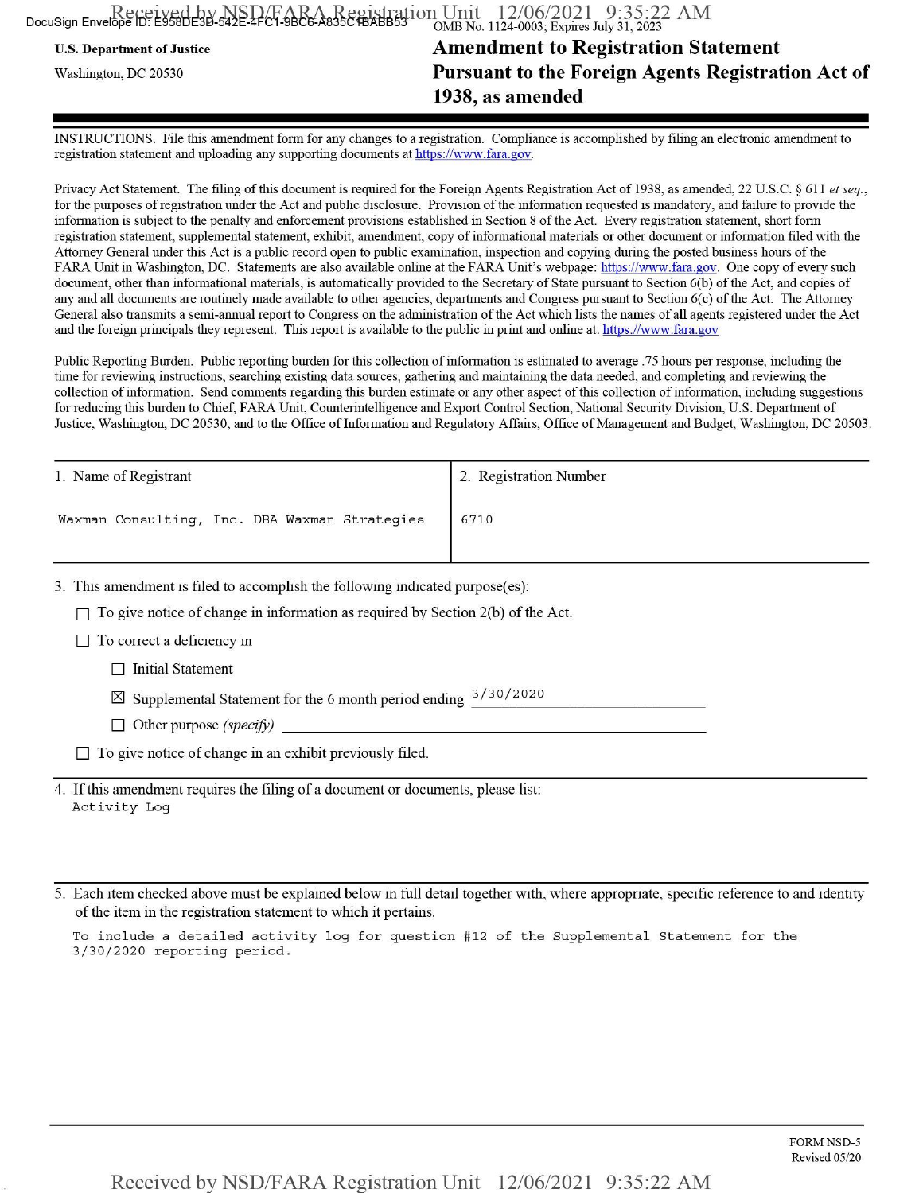U.S. Department of Justice

Washington, DC 20530

OMB No. 1124-0003; Expires July 31, 2023

# Amendment to Registration Statement Pursuant to the Foreign Agents Registration Act of 1938, as amended

INSTRUCTIONS. File this amendment form for any changes to a registration. Compliance is accomplished by filing an electronic amendment to registration statement and uploading any supporting documents at https://www.fara.gov.

Privacy Act Statement. The filing of this document is required for the Foreign Agents Registration Act of 1938, as amended, 22 U.S.C. § 611 *et seq.*, for the purposes of registration under the Act and public disclosure. Provision of the information requested is mandatory, and failure to provide the information is subject to the penalty and enforcement provisions established in Section 8 of the Act. Every registration statement, short form registration statement, supplemental statement, exhibit, amendment, copy of informational materials or other document or information filed with the Attorney General under this Act is a public record open to public examination, inspection and copying during the posted business hours of the FARA Unit in Washington, DC. Statements are also available online at the FARA Unit's webpage: https://www.fara.gov. One copy of every such document, other than informational materials, is automatically provided to the Secretary of State pursuant to Section 6(b) of the Act, and copies of any and all documents are routinely made available to other agencies, departments and Congress pursuant to Section 6(c) of the Act. The Attorney General also transmits a semi-annual report to Congress on the administration of the Act which lists the names of all agents registered under the Act and the foreign principals they represent. This report is available to the public in print and online at: https://www.fara.gov

Public Reporting Burden. Public reporting burden for this collection of information is estimated to average .75 hours per response, including the time for reviewing instructions, searching existing data sources, gathering and maintaining the data needed, and completing and reviewing the collection of information. Send comments regarding this burden estimate or any other aspect of this collection of information, including suggestions for reducing this burden to Chief, FARA Unit, Counterintelligence and Export Control Section, National Security Division, U.S. Department of Justice, Washington, DC 20530; and to the Office of Information and Regulatory Affairs, Office of Management and Budget, Washington, DC 20503.

| 1. Name of Registrant | 2. Registration Number |
| --- | --- |
| Waxman Consulting, Inc. DBA Waxman Strategies | 6710 |

3. This amendment is filed to accomplish the following indicated purpose(es):

- ☐ To give notice of change in information as required by Section 2(b) of the Act.
- ☐ To correct a deficiency in
  - ☐ Initial Statement
  - ☒ Supplemental Statement for the 6 month period ending 3/30/2020
  - ☐ Other purpose *(specify)* ______
- ☐ To give notice of change in an exhibit previously filed.

4. If this amendment requires the filing of a document or documents, please list:

Activity Log

5. Each item checked above must be explained below in full detail together with, where appropriate, specific reference to and identity of the item in the registration statement to which it pertains.

To include a detailed activity log for question #12 of the Supplemental Statement for the 3/30/2020 reporting period.

FORM NSD-5
Revised 05/20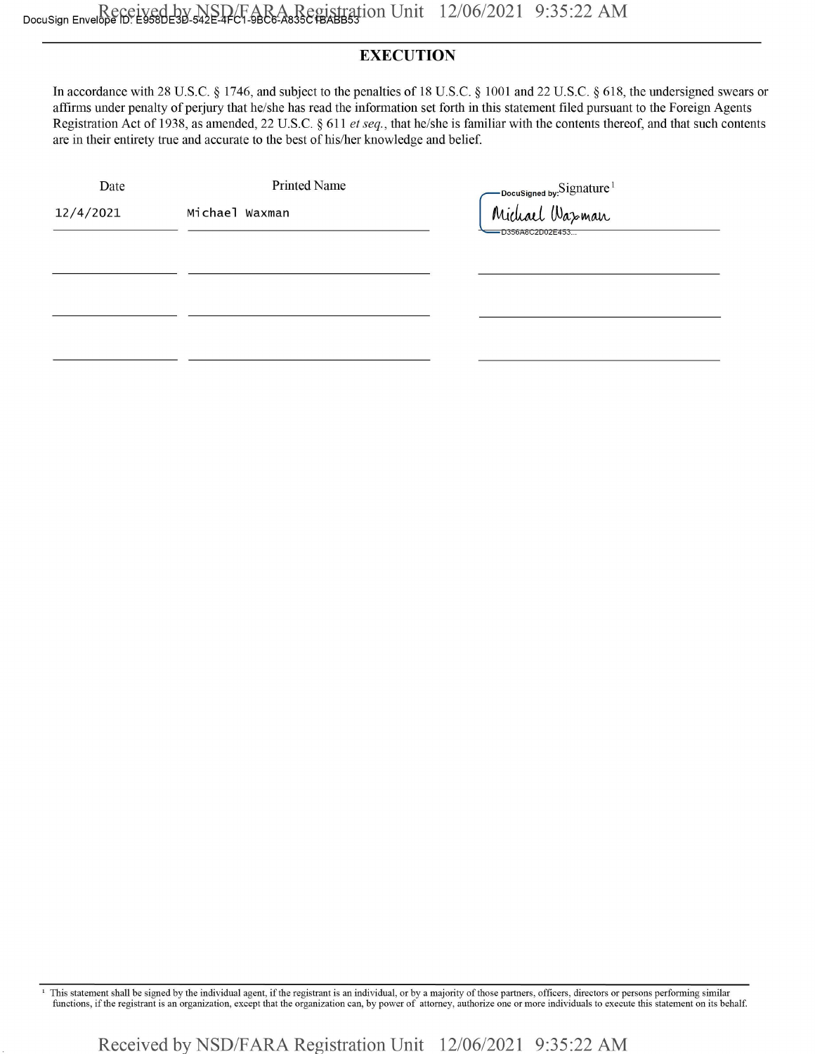## EXECUTION

In accordance with 28 U.S.C. § 1746, and subject to the penalties of 18 U.S.C. § 1001 and 22 U.S.C. § 618, the undersigned swears or affirms under penalty of perjury that he/she has read the information set forth in this statement filed pursuant to the Foreign Agents Registration Act of 1938, as amended, 22 U.S.C. § 611 *et seq.*, that he/she is familiar with the contents thereof, and that such contents are in their entirety true and accurate to the best of his/her knowledge and belief.

| Date | Printed Name | Signature[1] |
| --- | --- | --- |
| 12/4/2021 | Michael Waxman | DocuSigned by: Michael Waxman D356A8C2D02E453... |
| | | |
| | | |
| | | |

[1] This statement shall be signed by the individual agent, if the registrant is an individual, or by a majority of those partners, officers, directors or persons performing similar functions, if the registrant is an organization, except that the organization can, by power of attorney, authorize one or more individuals to execute this statement on its behalf.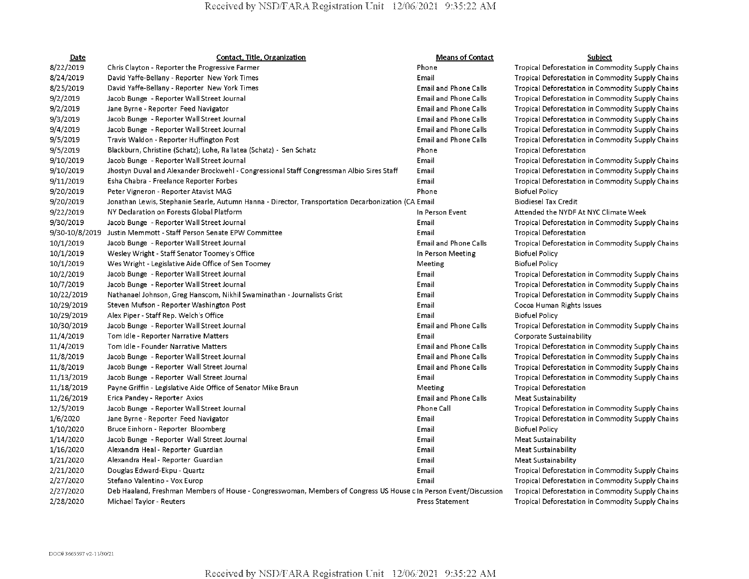| Date | Contact, Title, Organization | Means of Contact | Subject |
|---|---|---|---|
| 8/22/2019 | Chris Clayton - Reporter the Progressive Farmer | Phone | Tropical Deforestation in Commodity Supply Chains |
| 8/24/2019 | David Yaffe-Bellany - Reporter New York Times | Email | Tropical Deforestation in Commodity Supply Chains |
| 8/25/2019 | David Yaffe-Bellany - Reporter New York Times | Email and Phone Calls | Tropical Deforestation in Commodity Supply Chains |
| 9/2/2019 | Jacob Bunge - Reporter Wall Street Journal | Email and Phone Calls | Tropical Deforestation in Commodity Supply Chains |
| 9/2/2019 | Jane Byrne - Reporter Feed Navigator | Email and Phone Calls | Tropical Deforestation in Commodity Supply Chains |
| 9/3/2019 | Jacob Bunge - Reporter Wall Street Journal | Email and Phone Calls | Tropical Deforestation in Commodity Supply Chains |
| 9/4/2019 | Jacob Bunge - Reporter Wall Street Journal | Email and Phone Calls | Tropical Deforestation in Commodity Supply Chains |
| 9/5/2019 | Travis Waldon - Reporter Huffington Post | Email and Phone Calls | Tropical Deforestation in Commodity Supply Chains |
| 9/5/2019 | Blackburn, Christine (Schatz); Lohe, Ra'latea (Schatz) - Sen Schatz | Phone | Tropical Deforestation |
| 9/10/2019 | Jacob Bunge - Reporter Wall Street Journal | Email | Tropical Deforestation in Commodity Supply Chains |
| 9/10/2019 | Jhostyn Duval and Alexander Brockwehl - Congressional Staff Congressman Albio Sires Staff | Email | Tropical Deforestation in Commodity Supply Chains |
| 9/11/2019 | Esha Chabra - Freelance Reporter Forbes | Email | Tropical Deforestation in Commodity Supply Chains |
| 9/20/2019 | Peter Vigneron - Reporter Atavist MAG | Phone | Biofuel Policy |
| 9/20/2019 | Jonathan Lewis, Stephanie Searle, Autumn Hanna - Director, Transportation Decarbonization (CA | Email | Biodiesel Tax Credit |
| 9/22/2019 | NY Declaration on Forests Global Platform | In Person Event | Attended the NYDF At NYC Climate Week |
| 9/30/2019 | Jacob Bunge - Reporter Wall Street Journal | Email | Tropical Deforestation in Commodity Supply Chains |
| 9/30-10/8/2019 | Justin Memmott - Staff Person Senate EPW Committee | Email | Tropical Deforestation |
| 10/1/2019 | Jacob Bunge - Reporter Wall Street Journal | Email and Phone Calls | Tropical Deforestation in Commodity Supply Chains |
| 10/1/2019 | Wesley Wright - Staff Senator Toomey's Office | In Person Meeting | Biofuel Policy |
| 10/1/2019 | Wes Wright - Legislative Aide Office of Sen Toomey | Meeting | Biofuel Policy |
| 10/2/2019 | Jacob Bunge - Reporter Wall Street Journal | Email | Tropical Deforestation in Commodity Supply Chains |
| 10/7/2019 | Jacob Bunge - Reporter Wall Street Journal | Email | Tropical Deforestation in Commodity Supply Chains |
| 10/22/2019 | Nathanael Johnson, Greg Hanscom, Nikhil Swaminathan - Journalists Grist | Email | Tropical Deforestation in Commodity Supply Chains |
| 10/29/2019 | Steven Mufson - Reporter Washington Post | Email | Cocoa Human Rights Issues |
| 10/29/2019 | Alex Piper - Staff Rep. Welch's Office | Email | Biofuel Policy |
| 10/30/2019 | Jacob Bunge - Reporter Wall Street Journal | Email and Phone Calls | Tropical Deforestation in Commodity Supply Chains |
| 11/4/2019 | Tom Idle - Reporter Narrative Matters | Email | Corporate Sustainability |
| 11/4/2019 | Tom Idle - Founder Narrative Matters | Email and Phone Calls | Tropical Deforestation in Commodity Supply Chains |
| 11/8/2019 | Jacob Bunge - Reporter Wall Street Journal | Email and Phone Calls | Tropical Deforestation in Commodity Supply Chains |
| 11/8/2019 | Jacob Bunge - Reporter Wall Street Journal | Email and Phone Calls | Tropical Deforestation in Commodity Supply Chains |
| 11/13/2019 | Jacob Bunge - Reporter Wall Street Journal | Email | Tropical Deforestation in Commodity Supply Chains |
| 11/18/2019 | Payne Griffin - Legislative Aide Office of Senator Mike Braun | Meeting | Tropical Deforestation |
| 11/26/2019 | Erica Pandey - Reporter Axios | Email and Phone Calls | Meat Sustainability |
| 12/5/2019 | Jacob Bunge - Reporter Wall Street Journal | Phone Call | Tropical Deforestation in Commodity Supply Chains |
| 1/6/2020 | Jane Byrne - Reporter Feed Navigator | Email | Tropical Deforestation in Commodity Supply Chains |
| 1/10/2020 | Bruce Einhorn - Reporter Bloomberg | Email | Biofuel Policy |
| 1/14/2020 | Jacob Bunge - Reporter Wall Street Journal | Email | Meat Sustainability |
| 1/16/2020 | Alexandra Heal - Reporter Guardian | Email | Meat Sustainability |
| 1/21/2020 | Alexandra Heal - Reporter Guardian | Email | Meat Sustainability |
| 2/21/2020 | Douglas Edward-Ekpu - Quartz | Email | Tropical Deforestation in Commodity Supply Chains |
| 2/27/2020 | Stefano Valentino - Vox Europ | Email | Tropical Deforestation in Commodity Supply Chains |
| 2/27/2020 | Deb Haaland, Freshman Members of House - Congresswoman, Members of Congress US House c | In Person Event/Discussion | Tropical Deforestation in Commodity Supply Chains |
| 2/28/2020 | Michael Taylor - Reuters | Press Statement | Tropical Deforestation in Commodity Supply Chains |

DOC# 3665597 v2-11/30/21